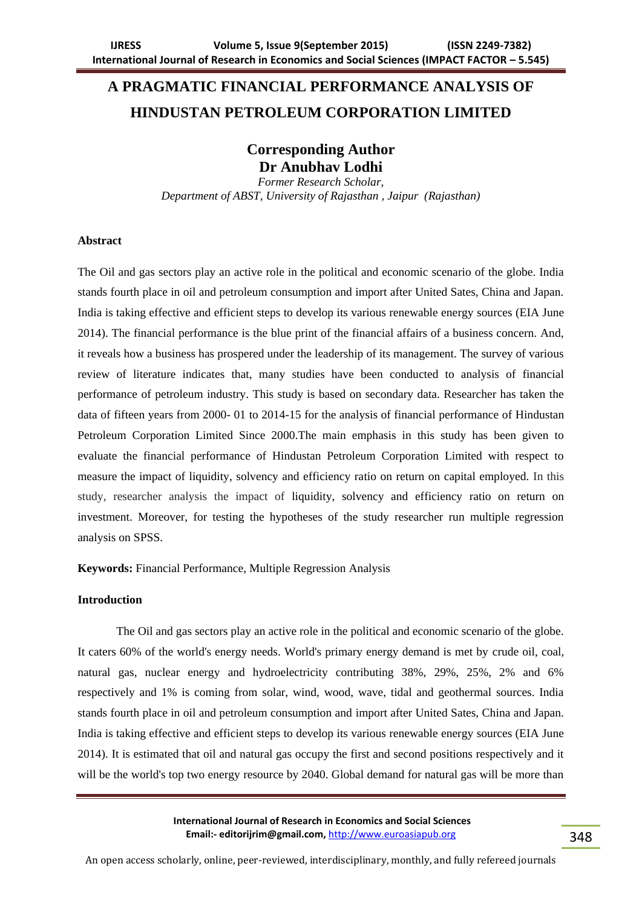# A PRAGMATIC FINANCIAL PERFORMANCE ANALYSIS OF HINDUSTAN PETROLEUM CORPORATION LIMITED

**Corresponding Author**
**Dr Anubhav Lodhi**
*Former Research Scholar,*
*Department of ABST, University of Rajasthan , Jaipur (Rajasthan)*

## Abstract

The Oil and gas sectors play an active role in the political and economic scenario of the globe. India stands fourth place in oil and petroleum consumption and import after United Sates, China and Japan. India is taking effective and efficient steps to develop its various renewable energy sources (EIA June 2014). The financial performance is the blue print of the financial affairs of a business concern. And, it reveals how a business has prospered under the leadership of its management. The survey of various review of literature indicates that, many studies have been conducted to analysis of financial performance of petroleum industry. This study is based on secondary data. Researcher has taken the data of fifteen years from 2000- 01 to 2014-15 for the analysis of financial performance of Hindustan Petroleum Corporation Limited Since 2000.The main emphasis in this study has been given to evaluate the financial performance of Hindustan Petroleum Corporation Limited with respect to measure the impact of liquidity, solvency and efficiency ratio on return on capital employed. In this study, researcher analysis the impact of liquidity, solvency and efficiency ratio on return on investment. Moreover, for testing the hypotheses of the study researcher run multiple regression analysis on SPSS.

**Keywords:** Financial Performance, Multiple Regression Analysis

## Introduction

The Oil and gas sectors play an active role in the political and economic scenario of the globe. It caters 60% of the world's energy needs. World's primary energy demand is met by crude oil, coal, natural gas, nuclear energy and hydroelectricity contributing 38%, 29%, 25%, 2% and 6% respectively and 1% is coming from solar, wind, wood, wave, tidal and geothermal sources. India stands fourth place in oil and petroleum consumption and import after United Sates, China and Japan. India is taking effective and efficient steps to develop its various renewable energy sources (EIA June 2014). It is estimated that oil and natural gas occupy the first and second positions respectively and it will be the world's top two energy resource by 2040. Global demand for natural gas will be more than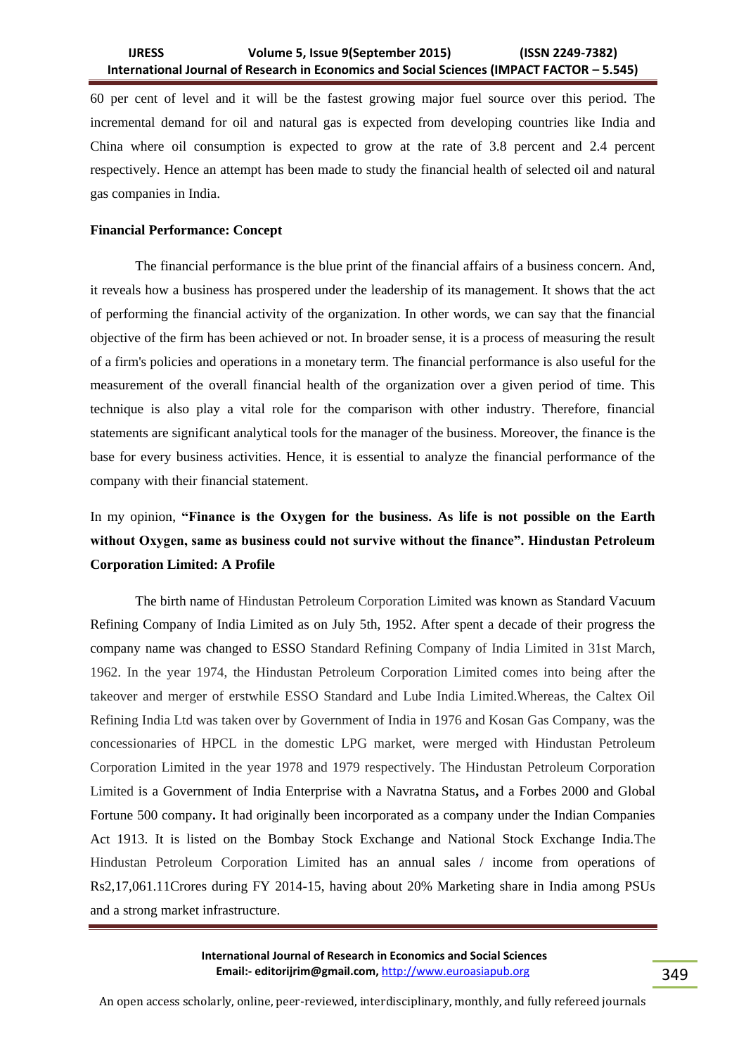60 per cent of level and it will be the fastest growing major fuel source over this period. The incremental demand for oil and natural gas is expected from developing countries like India and China where oil consumption is expected to grow at the rate of 3.8 percent and 2.4 percent respectively. Hence an attempt has been made to study the financial health of selected oil and natural gas companies in India.

**Financial Performance: Concept**

The financial performance is the blue print of the financial affairs of a business concern. And, it reveals how a business has prospered under the leadership of its management. It shows that the act of performing the financial activity of the organization. In other words, we can say that the financial objective of the firm has been achieved or not. In broader sense, it is a process of measuring the result of a firm's policies and operations in a monetary term. The financial performance is also useful for the measurement of the overall financial health of the organization over a given period of time. This technique is also play a vital role for the comparison with other industry. Therefore, financial statements are significant analytical tools for the manager of the business. Moreover, the finance is the base for every business activities. Hence, it is essential to analyze the financial performance of the company with their financial statement.

In my opinion, **"Finance is the Oxygen for the business. As life is not possible on the Earth without Oxygen, same as business could not survive without the finance". Hindustan Petroleum Corporation Limited: A Profile**

The birth name of Hindustan Petroleum Corporation Limited was known as Standard Vacuum Refining Company of India Limited as on July 5th, 1952. After spent a decade of their progress the company name was changed to ESSO Standard Refining Company of India Limited in 31st March, 1962. In the year 1974, the Hindustan Petroleum Corporation Limited comes into being after the takeover and merger of erstwhile ESSO Standard and Lube India Limited.Whereas, the Caltex Oil Refining India Ltd was taken over by Government of India in 1976 and Kosan Gas Company, was the concessionaries of HPCL in the domestic LPG market, were merged with Hindustan Petroleum Corporation Limited in the year 1978 and 1979 respectively. The Hindustan Petroleum Corporation Limited is a Government of India Enterprise with a Navratna Status**,** and a Forbes 2000 and Global Fortune 500 company**.** It had originally been incorporated as a company under the Indian Companies Act 1913. It is listed on the Bombay Stock Exchange and National Stock Exchange India.The Hindustan Petroleum Corporation Limited has an annual sales / income from operations of Rs2,17,061.11Crores during FY 2014-15, having about 20% Marketing share in India among PSUs and a strong market infrastructure.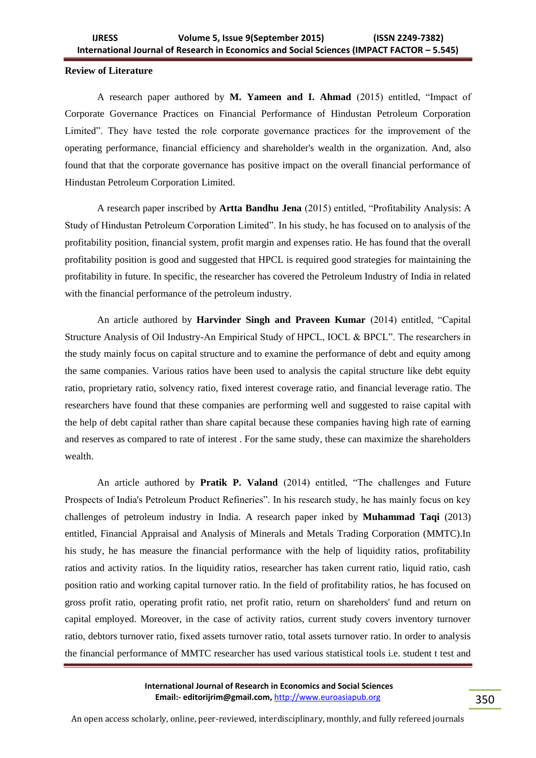**Review of Literature**

A research paper authored by **M. Yameen and I. Ahmad** (2015) entitled, "Impact of Corporate Governance Practices on Financial Performance of Hindustan Petroleum Corporation Limited". They have tested the role corporate governance practices for the improvement of the operating performance, financial efficiency and shareholder's wealth in the organization. And, also found that that the corporate governance has positive impact on the overall financial performance of Hindustan Petroleum Corporation Limited.

A research paper inscribed by **Artta Bandhu Jena** (2015) entitled, "Profitability Analysis: A Study of Hindustan Petroleum Corporation Limited". In his study, he has focused on to analysis of the profitability position, financial system, profit margin and expenses ratio. He has found that the overall profitability position is good and suggested that HPCL is required good strategies for maintaining the profitability in future. In specific, the researcher has covered the Petroleum Industry of India in related with the financial performance of the petroleum industry.

An article authored by **Harvinder Singh and Praveen Kumar** (2014) entitled, "Capital Structure Analysis of Oil Industry-An Empirical Study of HPCL, IOCL & BPCL". The researchers in the study mainly focus on capital structure and to examine the performance of debt and equity among the same companies. Various ratios have been used to analysis the capital structure like debt equity ratio, proprietary ratio, solvency ratio, fixed interest coverage ratio, and financial leverage ratio. The researchers have found that these companies are performing well and suggested to raise capital with the help of debt capital rather than share capital because these companies having high rate of earning and reserves as compared to rate of interest . For the same study, these can maximize the shareholders wealth.

An article authored by **Pratik P. Valand** (2014) entitled, "The challenges and Future Prospects of India's Petroleum Product Refineries". In his research study, he has mainly focus on key challenges of petroleum industry in India. A research paper inked by **Muhammad Taqi** (2013) entitled, Financial Appraisal and Analysis of Minerals and Metals Trading Corporation (MMTC).In his study, he has measure the financial performance with the help of liquidity ratios, profitability ratios and activity ratios. In the liquidity ratios, researcher has taken current ratio, liquid ratio, cash position ratio and working capital turnover ratio. In the field of profitability ratios, he has focused on gross profit ratio, operating profit ratio, net profit ratio, return on shareholders' fund and return on capital employed. Moreover, in the case of activity ratios, current study covers inventory turnover ratio, debtors turnover ratio, fixed assets turnover ratio, total assets turnover ratio. In order to analysis the financial performance of MMTC researcher has used various statistical tools i.e. student t test and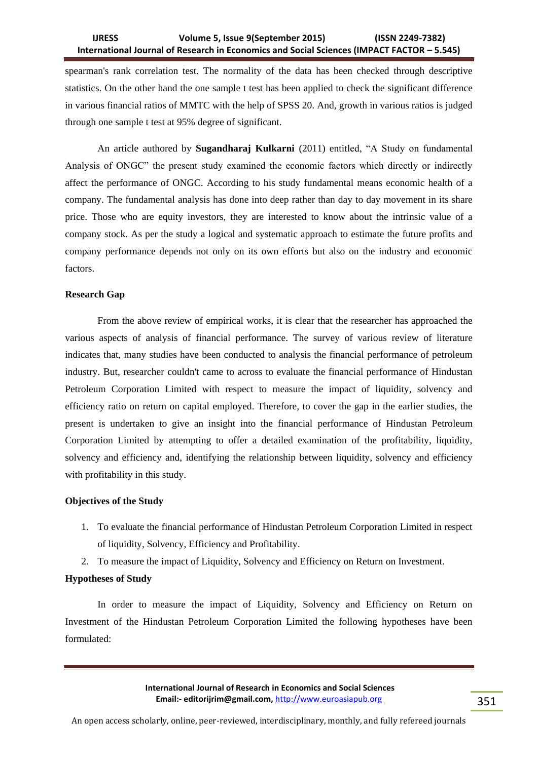spearman's rank correlation test. The normality of the data has been checked through descriptive statistics. On the other hand the one sample t test has been applied to check the significant difference in various financial ratios of MMTC with the help of SPSS 20. And, growth in various ratios is judged through one sample t test at 95% degree of significant.

An article authored by **Sugandharaj Kulkarni** (2011) entitled, "A Study on fundamental Analysis of ONGC" the present study examined the economic factors which directly or indirectly affect the performance of ONGC. According to his study fundamental means economic health of a company. The fundamental analysis has done into deep rather than day to day movement in its share price. Those who are equity investors, they are interested to know about the intrinsic value of a company stock. As per the study a logical and systematic approach to estimate the future profits and company performance depends not only on its own efforts but also on the industry and economic factors.

**Research Gap**

From the above review of empirical works, it is clear that the researcher has approached the various aspects of analysis of financial performance. The survey of various review of literature indicates that, many studies have been conducted to analysis the financial performance of petroleum industry. But, researcher couldn't came to across to evaluate the financial performance of Hindustan Petroleum Corporation Limited with respect to measure the impact of liquidity, solvency and efficiency ratio on return on capital employed. Therefore, to cover the gap in the earlier studies, the present is undertaken to give an insight into the financial performance of Hindustan Petroleum Corporation Limited by attempting to offer a detailed examination of the profitability, liquidity, solvency and efficiency and, identifying the relationship between liquidity, solvency and efficiency with profitability in this study.

**Objectives of the Study**

1. To evaluate the financial performance of Hindustan Petroleum Corporation Limited in respect of liquidity, Solvency, Efficiency and Profitability.
2. To measure the impact of Liquidity, Solvency and Efficiency on Return on Investment.

**Hypotheses of Study**

In order to measure the impact of Liquidity, Solvency and Efficiency on Return on Investment of the Hindustan Petroleum Corporation Limited the following hypotheses have been formulated: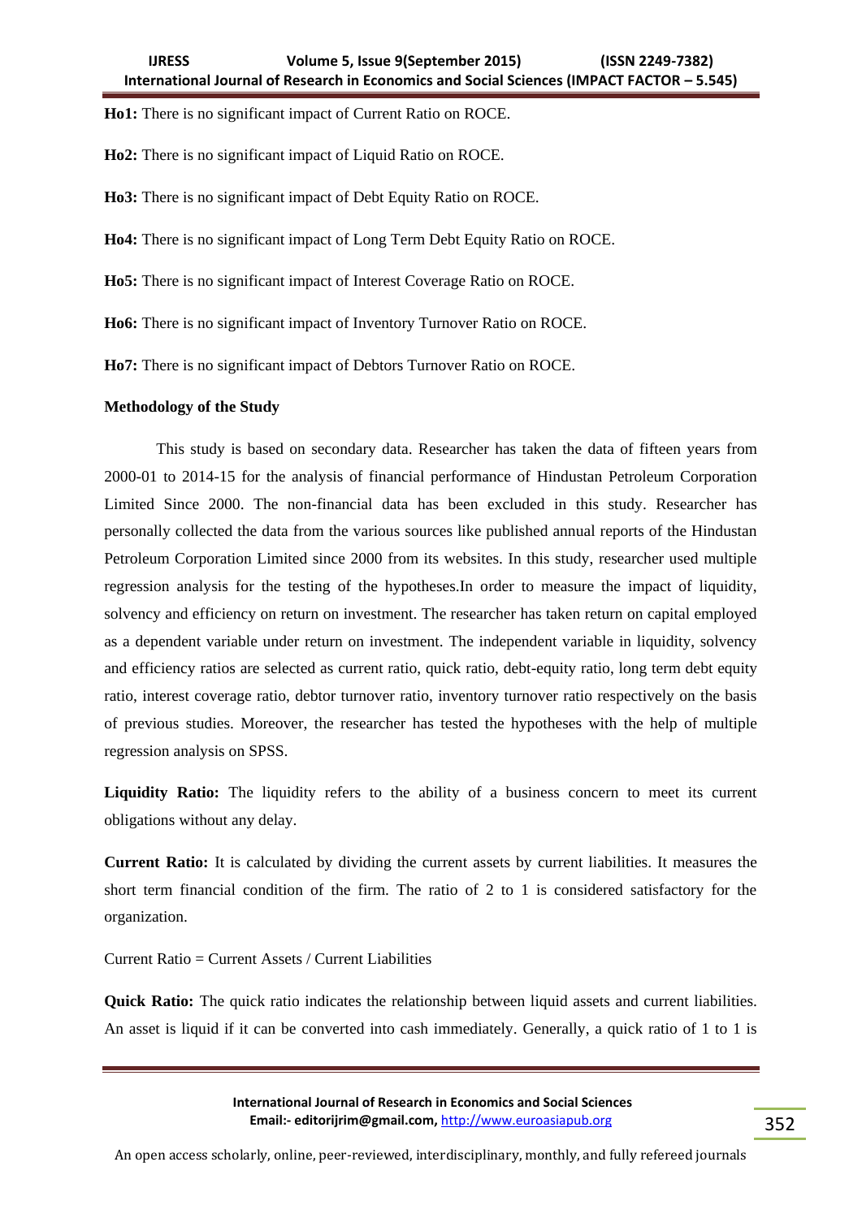**Ho1:** There is no significant impact of Current Ratio on ROCE.

**Ho2:** There is no significant impact of Liquid Ratio on ROCE.

**Ho3:** There is no significant impact of Debt Equity Ratio on ROCE.

**Ho4:** There is no significant impact of Long Term Debt Equity Ratio on ROCE.

**Ho5:** There is no significant impact of Interest Coverage Ratio on ROCE.

**Ho6:** There is no significant impact of Inventory Turnover Ratio on ROCE.

**Ho7:** There is no significant impact of Debtors Turnover Ratio on ROCE.

**Methodology of the Study**

This study is based on secondary data. Researcher has taken the data of fifteen years from 2000-01 to 2014-15 for the analysis of financial performance of Hindustan Petroleum Corporation Limited Since 2000. The non-financial data has been excluded in this study. Researcher has personally collected the data from the various sources like published annual reports of the Hindustan Petroleum Corporation Limited since 2000 from its websites. In this study, researcher used multiple regression analysis for the testing of the hypotheses.In order to measure the impact of liquidity, solvency and efficiency on return on investment. The researcher has taken return on capital employed as a dependent variable under return on investment. The independent variable in liquidity, solvency and efficiency ratios are selected as current ratio, quick ratio, debt-equity ratio, long term debt equity ratio, interest coverage ratio, debtor turnover ratio, inventory turnover ratio respectively on the basis of previous studies. Moreover, the researcher has tested the hypotheses with the help of multiple regression analysis on SPSS.

**Liquidity Ratio:** The liquidity refers to the ability of a business concern to meet its current obligations without any delay.

**Current Ratio:** It is calculated by dividing the current assets by current liabilities. It measures the short term financial condition of the firm. The ratio of 2 to 1 is considered satisfactory for the organization.

Current Ratio = Current Assets / Current Liabilities

**Quick Ratio:** The quick ratio indicates the relationship between liquid assets and current liabilities. An asset is liquid if it can be converted into cash immediately. Generally, a quick ratio of 1 to 1 is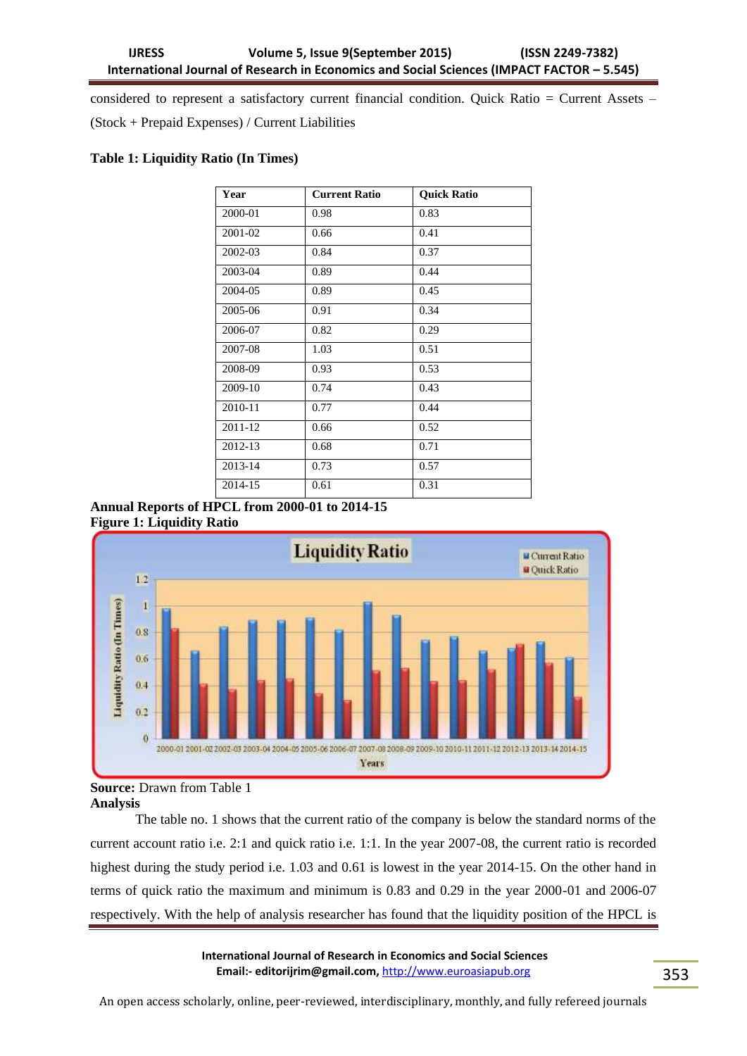considered to represent a satisfactory current financial condition. Quick Ratio = Current Assets – (Stock + Prepaid Expenses) / Current Liabilities

**Table 1: Liquidity Ratio (In Times)**

| Year | Current Ratio | Quick Ratio |
|---|---|---|
| 2000-01 | 0.98 | 0.83 |
| 2001-02 | 0.66 | 0.41 |
| 2002-03 | 0.84 | 0.37 |
| 2003-04 | 0.89 | 0.44 |
| 2004-05 | 0.89 | 0.45 |
| 2005-06 | 0.91 | 0.34 |
| 2006-07 | 0.82 | 0.29 |
| 2007-08 | 1.03 | 0.51 |
| 2008-09 | 0.93 | 0.53 |
| 2009-10 | 0.74 | 0.43 |
| 2010-11 | 0.77 | 0.44 |
| 2011-12 | 0.66 | 0.52 |
| 2012-13 | 0.68 | 0.71 |
| 2013-14 | 0.73 | 0.57 |
| 2014-15 | 0.61 | 0.31 |

**Annual Reports of HPCL from 2000-01 to 2014-15**

**Figure 1: Liquidity Ratio**

**Source:** Drawn from Table 1

**Analysis**

The table no. 1 shows that the current ratio of the company is below the standard norms of the current account ratio i.e. 2:1 and quick ratio i.e. 1:1. In the year 2007-08, the current ratio is recorded highest during the study period i.e. 1.03 and 0.61 is lowest in the year 2014-15. On the other hand in terms of quick ratio the maximum and minimum is 0.83 and 0.29 in the year 2000-01 and 2006-07 respectively. With the help of analysis researcher has found that the liquidity position of the HPCL is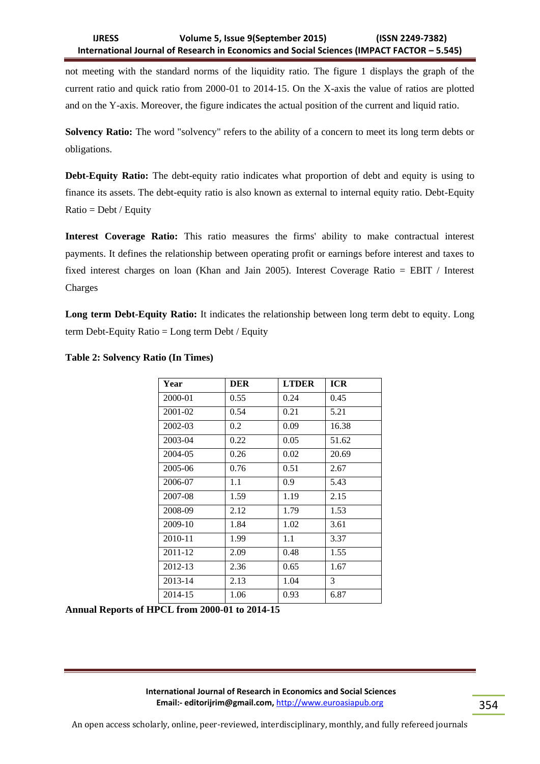not meeting with the standard norms of the liquidity ratio. The figure 1 displays the graph of the current ratio and quick ratio from 2000-01 to 2014-15. On the X-axis the value of ratios are plotted and on the Y-axis. Moreover, the figure indicates the actual position of the current and liquid ratio.

**Solvency Ratio:** The word "solvency" refers to the ability of a concern to meet its long term debts or obligations.

**Debt-Equity Ratio:** The debt-equity ratio indicates what proportion of debt and equity is using to finance its assets. The debt-equity ratio is also known as external to internal equity ratio. Debt-Equity Ratio = Debt / Equity

**Interest Coverage Ratio:** This ratio measures the firms' ability to make contractual interest payments. It defines the relationship between operating profit or earnings before interest and taxes to fixed interest charges on loan (Khan and Jain 2005). Interest Coverage Ratio = EBIT / Interest Charges

**Long term Debt-Equity Ratio:** It indicates the relationship between long term debt to equity. Long term Debt-Equity Ratio = Long term Debt / Equity

**Table 2: Solvency Ratio (In Times)**

| Year | DER | LTDER | ICR |
|---|---|---|---|
| 2000-01 | 0.55 | 0.24 | 0.45 |
| 2001-02 | 0.54 | 0.21 | 5.21 |
| 2002-03 | 0.2 | 0.09 | 16.38 |
| 2003-04 | 0.22 | 0.05 | 51.62 |
| 2004-05 | 0.26 | 0.02 | 20.69 |
| 2005-06 | 0.76 | 0.51 | 2.67 |
| 2006-07 | 1.1 | 0.9 | 5.43 |
| 2007-08 | 1.59 | 1.19 | 2.15 |
| 2008-09 | 2.12 | 1.79 | 1.53 |
| 2009-10 | 1.84 | 1.02 | 3.61 |
| 2010-11 | 1.99 | 1.1 | 3.37 |
| 2011-12 | 2.09 | 0.48 | 1.55 |
| 2012-13 | 2.36 | 0.65 | 1.67 |
| 2013-14 | 2.13 | 1.04 | 3 |
| 2014-15 | 1.06 | 0.93 | 6.87 |

**Annual Reports of HPCL from 2000-01 to 2014-15**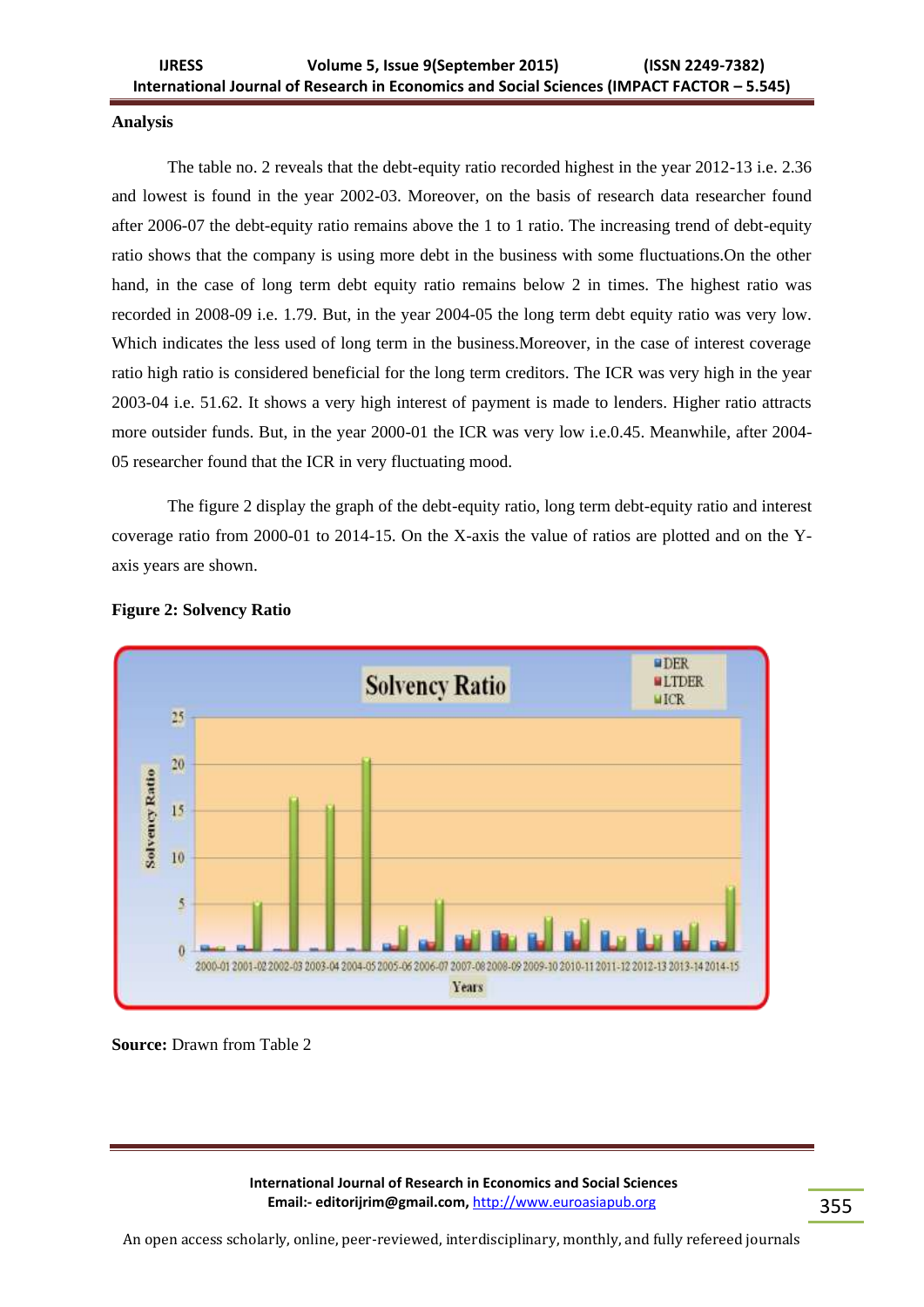**Analysis**

The table no. 2 reveals that the debt-equity ratio recorded highest in the year 2012-13 i.e. 2.36 and lowest is found in the year 2002-03. Moreover, on the basis of research data researcher found after 2006-07 the debt-equity ratio remains above the 1 to 1 ratio. The increasing trend of debt-equity ratio shows that the company is using more debt in the business with some fluctuations.On the other hand, in the case of long term debt equity ratio remains below 2 in times. The highest ratio was recorded in 2008-09 i.e. 1.79. But, in the year 2004-05 the long term debt equity ratio was very low. Which indicates the less used of long term in the business.Moreover, in the case of interest coverage ratio high ratio is considered beneficial for the long term creditors. The ICR was very high in the year 2003-04 i.e. 51.62. It shows a very high interest of payment is made to lenders. Higher ratio attracts more outsider funds. But, in the year 2000-01 the ICR was very low i.e.0.45. Meanwhile, after 2004-05 researcher found that the ICR in very fluctuating mood.

The figure 2 display the graph of the debt-equity ratio, long term debt-equity ratio and interest coverage ratio from 2000-01 to 2014-15. On the X-axis the value of ratios are plotted and on the Y-axis years are shown.

**Figure 2: Solvency Ratio**

**Source:** Drawn from Table 2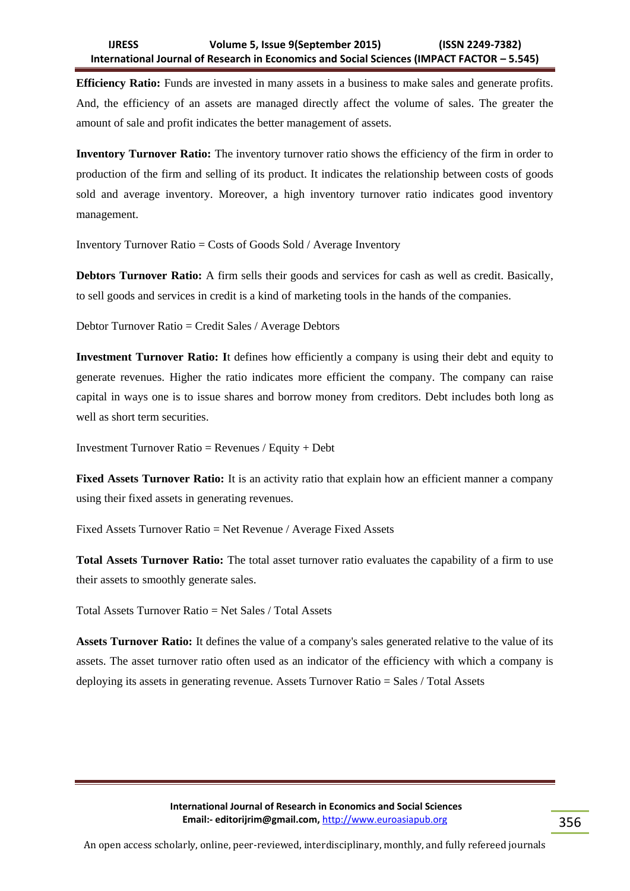**Efficiency Ratio:** Funds are invested in many assets in a business to make sales and generate profits. And, the efficiency of an assets are managed directly affect the volume of sales. The greater the amount of sale and profit indicates the better management of assets.

**Inventory Turnover Ratio:** The inventory turnover ratio shows the efficiency of the firm in order to production of the firm and selling of its product. It indicates the relationship between costs of goods sold and average inventory. Moreover, a high inventory turnover ratio indicates good inventory management.

Inventory Turnover Ratio = Costs of Goods Sold / Average Inventory

**Debtors Turnover Ratio:** A firm sells their goods and services for cash as well as credit. Basically, to sell goods and services in credit is a kind of marketing tools in the hands of the companies.

Debtor Turnover Ratio = Credit Sales / Average Debtors

**Investment Turnover Ratio: I**t defines how efficiently a company is using their debt and equity to generate revenues. Higher the ratio indicates more efficient the company. The company can raise capital in ways one is to issue shares and borrow money from creditors. Debt includes both long as well as short term securities.

Investment Turnover Ratio = Revenues / Equity + Debt

**Fixed Assets Turnover Ratio:** It is an activity ratio that explain how an efficient manner a company using their fixed assets in generating revenues.

Fixed Assets Turnover Ratio = Net Revenue / Average Fixed Assets

**Total Assets Turnover Ratio:** The total asset turnover ratio evaluates the capability of a firm to use their assets to smoothly generate sales.

Total Assets Turnover Ratio = Net Sales / Total Assets

**Assets Turnover Ratio:** It defines the value of a company's sales generated relative to the value of its assets. The asset turnover ratio often used as an indicator of the efficiency with which a company is deploying its assets in generating revenue. Assets Turnover Ratio = Sales / Total Assets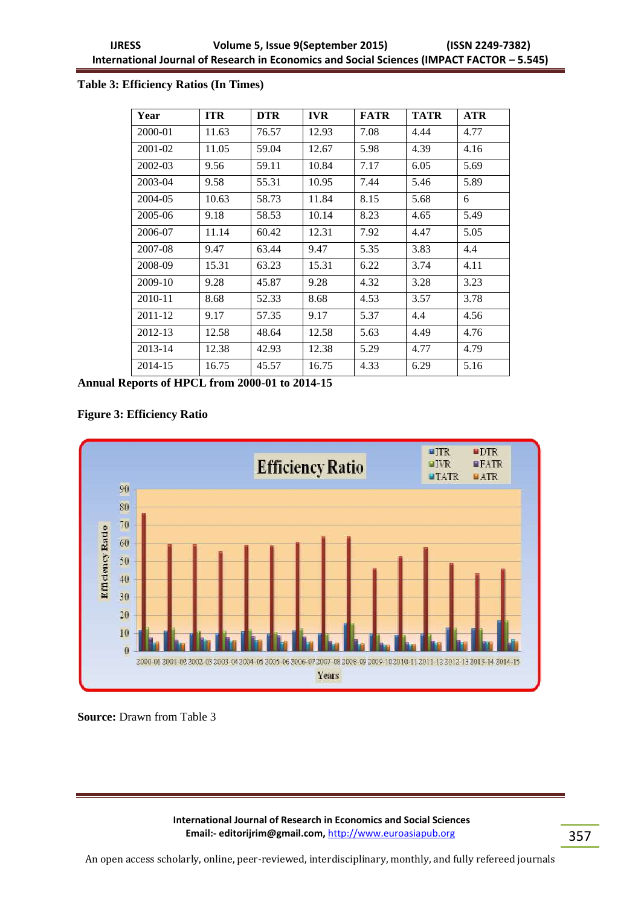**Table 3: Efficiency Ratios (In Times)**

| Year | ITR | DTR | IVR | FATR | TATR | ATR |
|---|---|---|---|---|---|---|
| 2000-01 | 11.63 | 76.57 | 12.93 | 7.08 | 4.44 | 4.77 |
| 2001-02 | 11.05 | 59.04 | 12.67 | 5.98 | 4.39 | 4.16 |
| 2002-03 | 9.56 | 59.11 | 10.84 | 7.17 | 6.05 | 5.69 |
| 2003-04 | 9.58 | 55.31 | 10.95 | 7.44 | 5.46 | 5.89 |
| 2004-05 | 10.63 | 58.73 | 11.84 | 8.15 | 5.68 | 6 |
| 2005-06 | 9.18 | 58.53 | 10.14 | 8.23 | 4.65 | 5.49 |
| 2006-07 | 11.14 | 60.42 | 12.31 | 7.92 | 4.47 | 5.05 |
| 2007-08 | 9.47 | 63.44 | 9.47 | 5.35 | 3.83 | 4.4 |
| 2008-09 | 15.31 | 63.23 | 15.31 | 6.22 | 3.74 | 4.11 |
| 2009-10 | 9.28 | 45.87 | 9.28 | 4.32 | 3.28 | 3.23 |
| 2010-11 | 8.68 | 52.33 | 8.68 | 4.53 | 3.57 | 3.78 |
| 2011-12 | 9.17 | 57.35 | 9.17 | 5.37 | 4.4 | 4.56 |
| 2012-13 | 12.58 | 48.64 | 12.58 | 5.63 | 4.49 | 4.76 |
| 2013-14 | 12.38 | 42.93 | 12.38 | 5.29 | 4.77 | 4.79 |
| 2014-15 | 16.75 | 45.57 | 16.75 | 4.33 | 6.29 | 5.16 |

**Annual Reports of HPCL from 2000-01 to 2014-15**

**Figure 3: Efficiency Ratio**

**Source:** Drawn from Table 3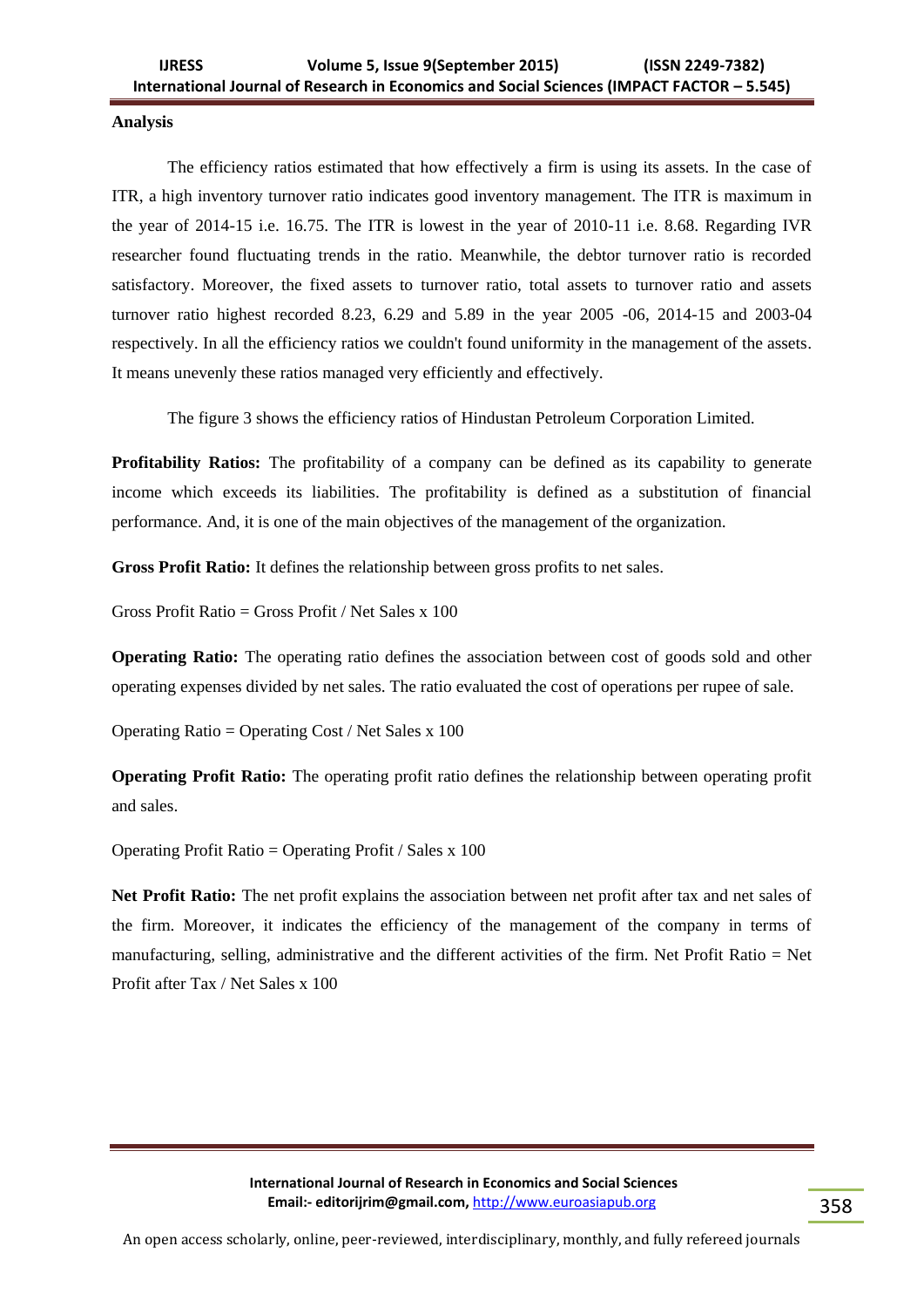**Analysis**

The efficiency ratios estimated that how effectively a firm is using its assets. In the case of ITR, a high inventory turnover ratio indicates good inventory management. The ITR is maximum in the year of 2014-15 i.e. 16.75. The ITR is lowest in the year of 2010-11 i.e. 8.68. Regarding IVR researcher found fluctuating trends in the ratio. Meanwhile, the debtor turnover ratio is recorded satisfactory. Moreover, the fixed assets to turnover ratio, total assets to turnover ratio and assets turnover ratio highest recorded 8.23, 6.29 and 5.89 in the year 2005 -06, 2014-15 and 2003-04 respectively. In all the efficiency ratios we couldn't found uniformity in the management of the assets. It means unevenly these ratios managed very efficiently and effectively.

The figure 3 shows the efficiency ratios of Hindustan Petroleum Corporation Limited.

**Profitability Ratios:** The profitability of a company can be defined as its capability to generate income which exceeds its liabilities. The profitability is defined as a substitution of financial performance. And, it is one of the main objectives of the management of the organization.

**Gross Profit Ratio:** It defines the relationship between gross profits to net sales.

Gross Profit Ratio = Gross Profit / Net Sales x 100

**Operating Ratio:** The operating ratio defines the association between cost of goods sold and other operating expenses divided by net sales. The ratio evaluated the cost of operations per rupee of sale.

Operating Ratio = Operating Cost / Net Sales x 100

**Operating Profit Ratio:** The operating profit ratio defines the relationship between operating profit and sales.

Operating Profit Ratio = Operating Profit / Sales x 100

**Net Profit Ratio:** The net profit explains the association between net profit after tax and net sales of the firm. Moreover, it indicates the efficiency of the management of the company in terms of manufacturing, selling, administrative and the different activities of the firm. Net Profit Ratio = Net Profit after Tax / Net Sales x 100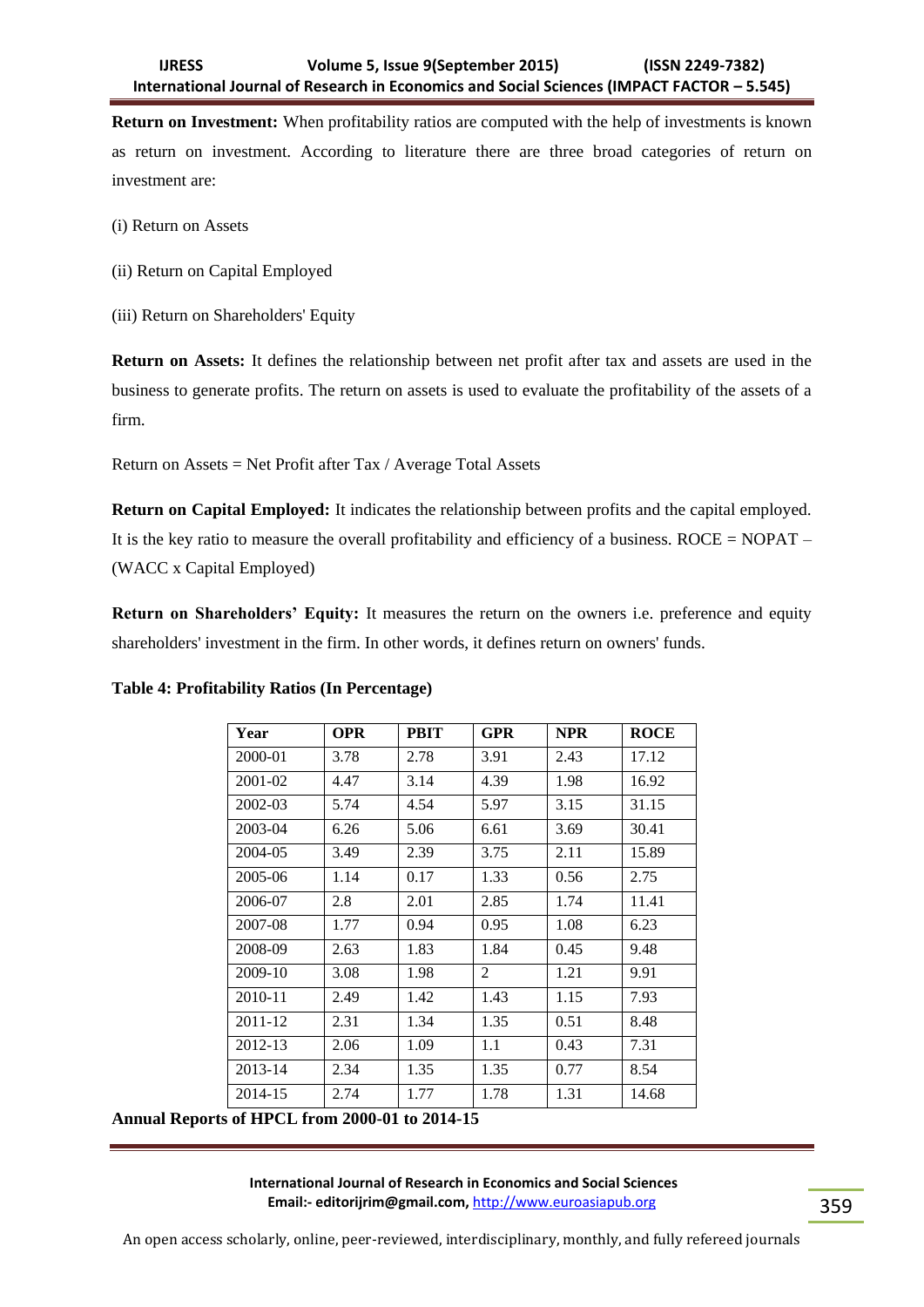**Return on Investment:** When profitability ratios are computed with the help of investments is known as return on investment. According to literature there are three broad categories of return on investment are:

(i) Return on Assets

(ii) Return on Capital Employed

(iii) Return on Shareholders' Equity

**Return on Assets:** It defines the relationship between net profit after tax and assets are used in the business to generate profits. The return on assets is used to evaluate the profitability of the assets of a firm.

Return on Assets = Net Profit after Tax / Average Total Assets

**Return on Capital Employed:** It indicates the relationship between profits and the capital employed. It is the key ratio to measure the overall profitability and efficiency of a business. ROCE = NOPAT – (WACC x Capital Employed)

**Return on Shareholders' Equity:** It measures the return on the owners i.e. preference and equity shareholders' investment in the firm. In other words, it defines return on owners' funds.

**Table 4: Profitability Ratios (In Percentage)**

| Year | OPR | PBIT | GPR | NPR | ROCE |
|---|---|---|---|---|---|
| 2000-01 | 3.78 | 2.78 | 3.91 | 2.43 | 17.12 |
| 2001-02 | 4.47 | 3.14 | 4.39 | 1.98 | 16.92 |
| 2002-03 | 5.74 | 4.54 | 5.97 | 3.15 | 31.15 |
| 2003-04 | 6.26 | 5.06 | 6.61 | 3.69 | 30.41 |
| 2004-05 | 3.49 | 2.39 | 3.75 | 2.11 | 15.89 |
| 2005-06 | 1.14 | 0.17 | 1.33 | 0.56 | 2.75 |
| 2006-07 | 2.8 | 2.01 | 2.85 | 1.74 | 11.41 |
| 2007-08 | 1.77 | 0.94 | 0.95 | 1.08 | 6.23 |
| 2008-09 | 2.63 | 1.83 | 1.84 | 0.45 | 9.48 |
| 2009-10 | 3.08 | 1.98 | 2 | 1.21 | 9.91 |
| 2010-11 | 2.49 | 1.42 | 1.43 | 1.15 | 7.93 |
| 2011-12 | 2.31 | 1.34 | 1.35 | 0.51 | 8.48 |
| 2012-13 | 2.06 | 1.09 | 1.1 | 0.43 | 7.31 |
| 2013-14 | 2.34 | 1.35 | 1.35 | 0.77 | 8.54 |
| 2014-15 | 2.74 | 1.77 | 1.78 | 1.31 | 14.68 |

**Annual Reports of HPCL from 2000-01 to 2014-15**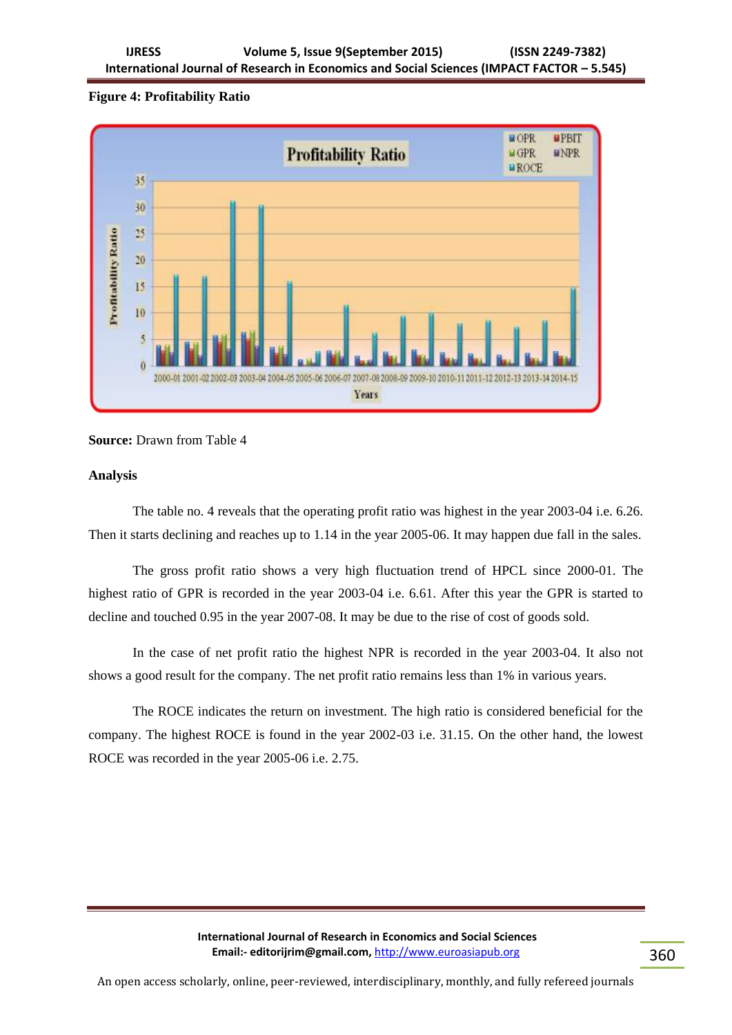**Figure 4: Profitability Ratio**

**Source:** Drawn from Table 4

**Analysis**

The table no. 4 reveals that the operating profit ratio was highest in the year 2003-04 i.e. 6.26. Then it starts declining and reaches up to 1.14 in the year 2005-06. It may happen due fall in the sales.

The gross profit ratio shows a very high fluctuation trend of HPCL since 2000-01. The highest ratio of GPR is recorded in the year 2003-04 i.e. 6.61. After this year the GPR is started to decline and touched 0.95 in the year 2007-08. It may be due to the rise of cost of goods sold.

In the case of net profit ratio the highest NPR is recorded in the year 2003-04. It also not shows a good result for the company. The net profit ratio remains less than 1% in various years.

The ROCE indicates the return on investment. The high ratio is considered beneficial for the company. The highest ROCE is found in the year 2002-03 i.e. 31.15. On the other hand, the lowest ROCE was recorded in the year 2005-06 i.e. 2.75.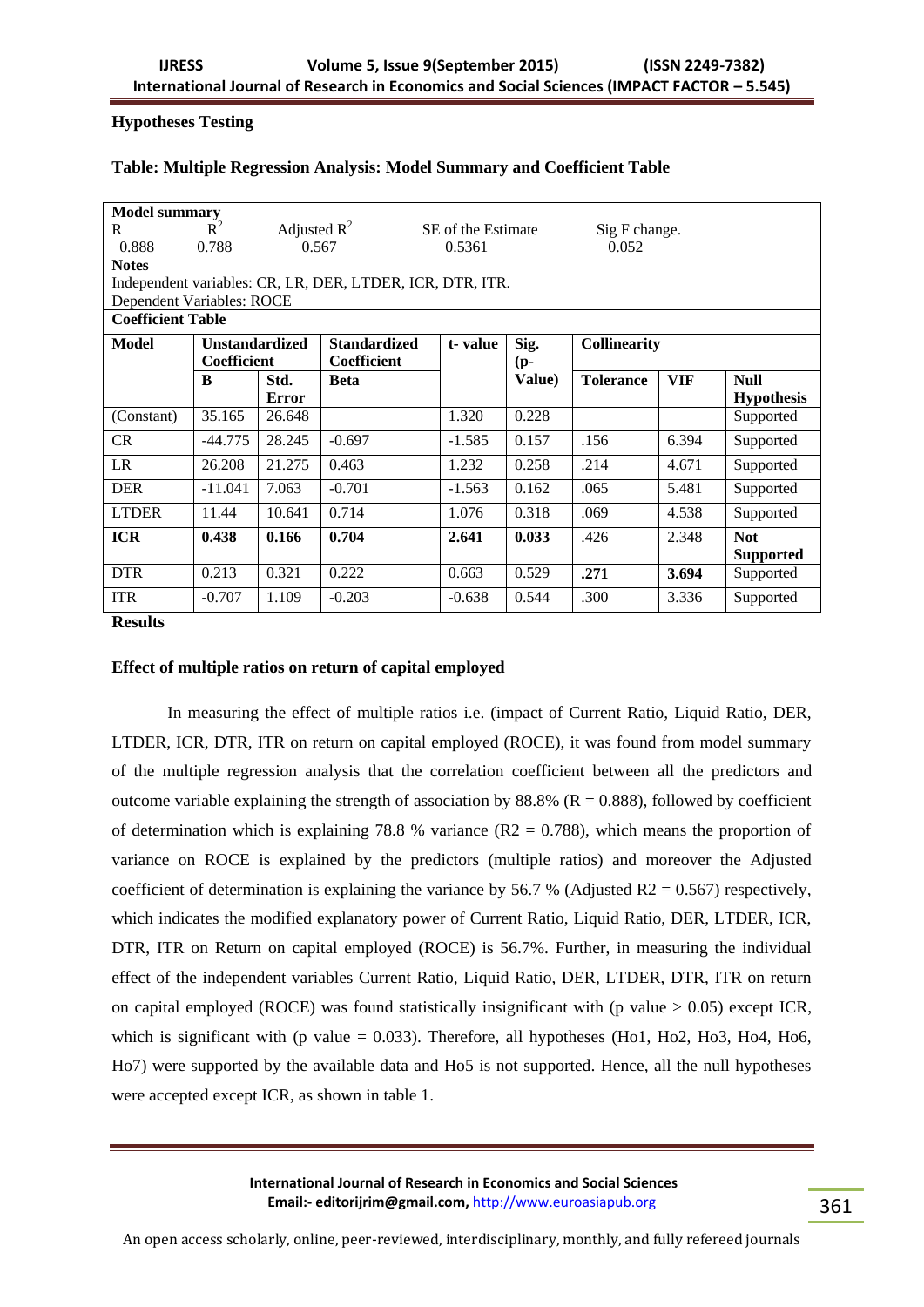**Hypotheses Testing**

**Table: Multiple Regression Analysis: Model Summary and Coefficient Table**

| **Model summary** | | | | | | | | |
|---|---|---|---|---|---|---|---|---|
| R | $R^2$ | Adjusted $R^2$ | | SE of the Estimate | | Sig F change. | | |
| 0.888 | 0.788 | 0.567 | | 0.5361 | | 0.052 | | |
| **Notes** | | | | | | | | |
| Independent variables: CR, LR, DER, LTDER, ICR, DTR, ITR. | | | | | | | | |
| Dependent Variables: ROCE | | | | | | | | |
| **Coefficient Table** | | | | | | | | |
| **Model** | **Unstandardized Coefficient** | | **Standardized Coefficient** | **t- value** | **Sig. (p-Value)** | **Collinearity** | | |
| | **B** | **Std. Error** | **Beta** | | | **Tolerance** | **VIF** | **Null Hypothesis** |
| (Constant) | 35.165 | 26.648 | | 1.320 | 0.228 | | | Supported |
| CR | -44.775 | 28.245 | -0.697 | -1.585 | 0.157 | .156 | 6.394 | Supported |
| LR | 26.208 | 21.275 | 0.463 | 1.232 | 0.258 | .214 | 4.671 | Supported |
| DER | -11.041 | 7.063 | -0.701 | -1.563 | 0.162 | .065 | 5.481 | Supported |
| LTDER | 11.44 | 10.641 | 0.714 | 1.076 | 0.318 | .069 | 4.538 | Supported |
| **ICR** | **0.438** | **0.166** | **0.704** | **2.641** | **0.033** | .426 | 2.348 | **Not Supported** |
| DTR | 0.213 | 0.321 | 0.222 | 0.663 | 0.529 | **.271** | **3.694** | Supported |
| ITR | -0.707 | 1.109 | -0.203 | -0.638 | 0.544 | .300 | 3.336 | Supported |

**Results**

**Effect of multiple ratios on return of capital employed**

In measuring the effect of multiple ratios i.e. (impact of Current Ratio, Liquid Ratio, DER, LTDER, ICR, DTR, ITR on return on capital employed (ROCE), it was found from model summary of the multiple regression analysis that the correlation coefficient between all the predictors and outcome variable explaining the strength of association by 88.8% (R = 0.888), followed by coefficient of determination which is explaining 78.8 % variance ($R2 = 0.788$), which means the proportion of variance on ROCE is explained by the predictors (multiple ratios) and moreover the Adjusted coefficient of determination is explaining the variance by 56.7 % (Adjusted $R2 = 0.567$) respectively, which indicates the modified explanatory power of Current Ratio, Liquid Ratio, DER, LTDER, ICR, DTR, ITR on Return on capital employed (ROCE) is 56.7%. Further, in measuring the individual effect of the independent variables Current Ratio, Liquid Ratio, DER, LTDER, DTR, ITR on return on capital employed (ROCE) was found statistically insignificant with (p value $> 0.05$) except ICR, which is significant with (p value = 0.033). Therefore, all hypotheses (Ho1, Ho2, Ho3, Ho4, Ho6, Ho7) were supported by the available data and Ho5 is not supported. Hence, all the null hypotheses were accepted except ICR, as shown in table 1.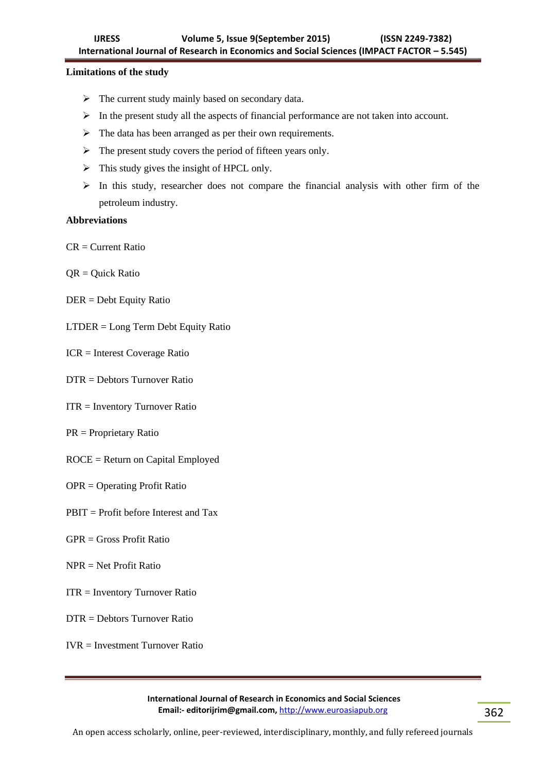**Limitations of the study**

- The current study mainly based on secondary data.
- In the present study all the aspects of financial performance are not taken into account.
- The data has been arranged as per their own requirements.
- The present study covers the period of fifteen years only.
- This study gives the insight of HPCL only.
- In this study, researcher does not compare the financial analysis with other firm of the petroleum industry.

**Abbreviations**

CR = Current Ratio

QR = Quick Ratio

DER = Debt Equity Ratio

LTDER = Long Term Debt Equity Ratio

ICR = Interest Coverage Ratio

DTR = Debtors Turnover Ratio

ITR = Inventory Turnover Ratio

PR = Proprietary Ratio

ROCE = Return on Capital Employed

OPR = Operating Profit Ratio

PBIT = Profit before Interest and Tax

GPR = Gross Profit Ratio

NPR = Net Profit Ratio

ITR = Inventory Turnover Ratio

DTR = Debtors Turnover Ratio

IVR = Investment Turnover Ratio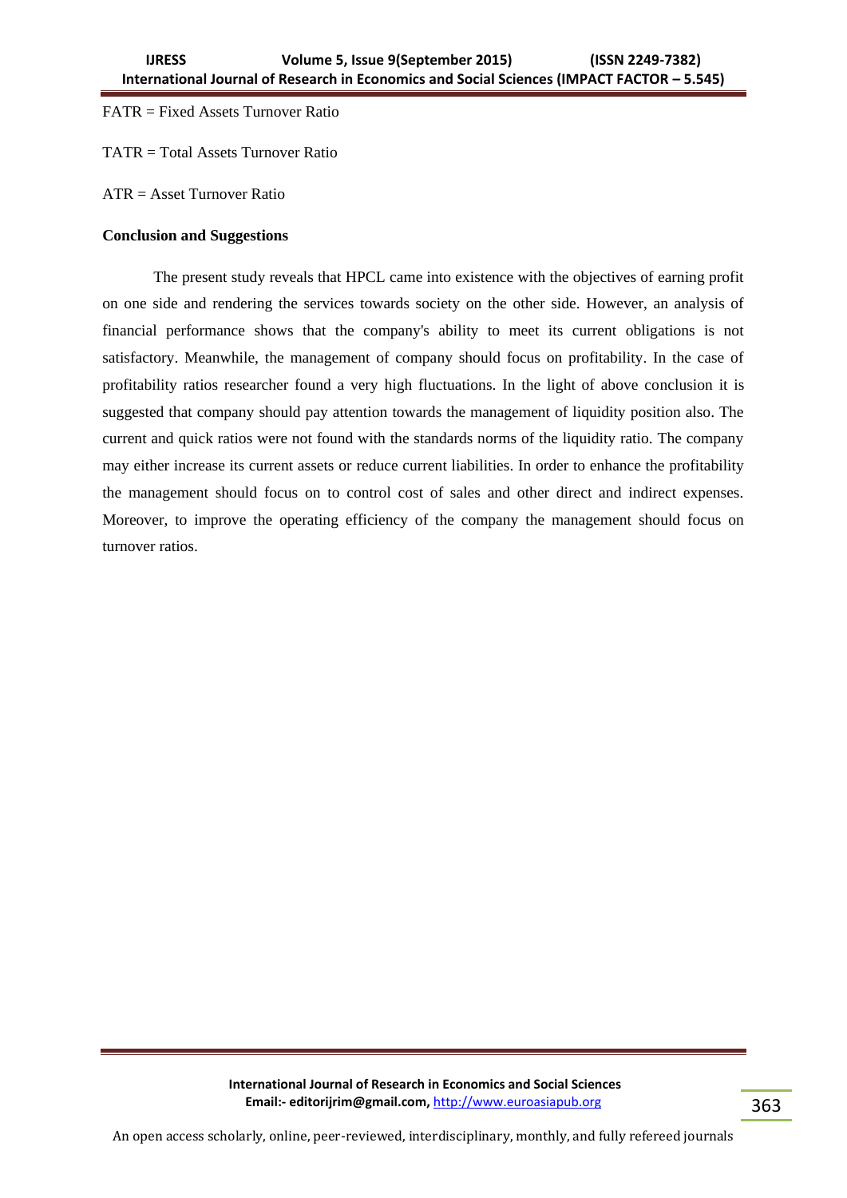FATR = Fixed Assets Turnover Ratio

TATR = Total Assets Turnover Ratio

ATR = Asset Turnover Ratio

**Conclusion and Suggestions**

The present study reveals that HPCL came into existence with the objectives of earning profit on one side and rendering the services towards society on the other side. However, an analysis of financial performance shows that the company's ability to meet its current obligations is not satisfactory. Meanwhile, the management of company should focus on profitability. In the case of profitability ratios researcher found a very high fluctuations. In the light of above conclusion it is suggested that company should pay attention towards the management of liquidity position also. The current and quick ratios were not found with the standards norms of the liquidity ratio. The company may either increase its current assets or reduce current liabilities. In order to enhance the profitability the management should focus on to control cost of sales and other direct and indirect expenses. Moreover, to improve the operating efficiency of the company the management should focus on turnover ratios.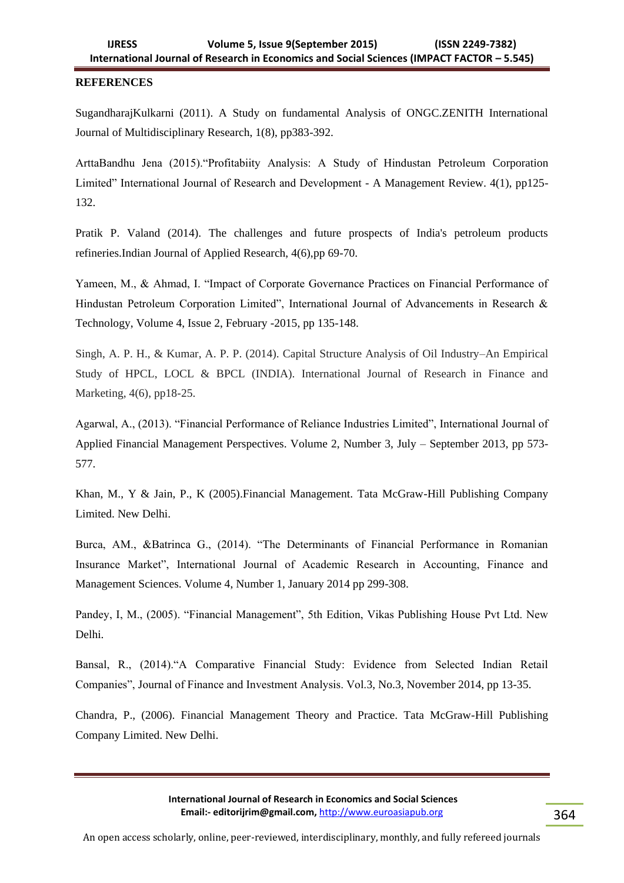**REFERENCES**

SugandharajKulkarni (2011). A Study on fundamental Analysis of ONGC.ZENITH International Journal of Multidisciplinary Research, 1(8), pp383-392.

ArttaBandhu Jena (2015).“Profitabiity Analysis: A Study of Hindustan Petroleum Corporation Limited” International Journal of Research and Development - A Management Review. 4(1), pp125-132.

Pratik P. Valand (2014). The challenges and future prospects of India's petroleum products refineries.Indian Journal of Applied Research, 4(6),pp 69-70.

Yameen, M., & Ahmad, I. “Impact of Corporate Governance Practices on Financial Performance of Hindustan Petroleum Corporation Limited”, International Journal of Advancements in Research & Technology, Volume 4, Issue 2, February -2015, pp 135-148.

Singh, A. P. H., & Kumar, A. P. P. (2014). Capital Structure Analysis of Oil Industry–An Empirical Study of HPCL, LOCL & BPCL (INDIA). International Journal of Research in Finance and Marketing, 4(6), pp18-25.

Agarwal, A., (2013). “Financial Performance of Reliance Industries Limited”, International Journal of Applied Financial Management Perspectives. Volume 2, Number 3, July – September 2013, pp 573-577.

Khan, M., Y & Jain, P., K (2005).Financial Management. Tata McGraw-Hill Publishing Company Limited. New Delhi.

Burca, AM., &Batrinca G., (2014). “The Determinants of Financial Performance in Romanian Insurance Market”, International Journal of Academic Research in Accounting, Finance and Management Sciences. Volume 4, Number 1, January 2014 pp 299-308.

Pandey, I, M., (2005). “Financial Management”, 5th Edition, Vikas Publishing House Pvt Ltd. New Delhi.

Bansal, R., (2014).“A Comparative Financial Study: Evidence from Selected Indian Retail Companies”, Journal of Finance and Investment Analysis. Vol.3, No.3, November 2014, pp 13-35.

Chandra, P., (2006). Financial Management Theory and Practice. Tata McGraw-Hill Publishing Company Limited. New Delhi.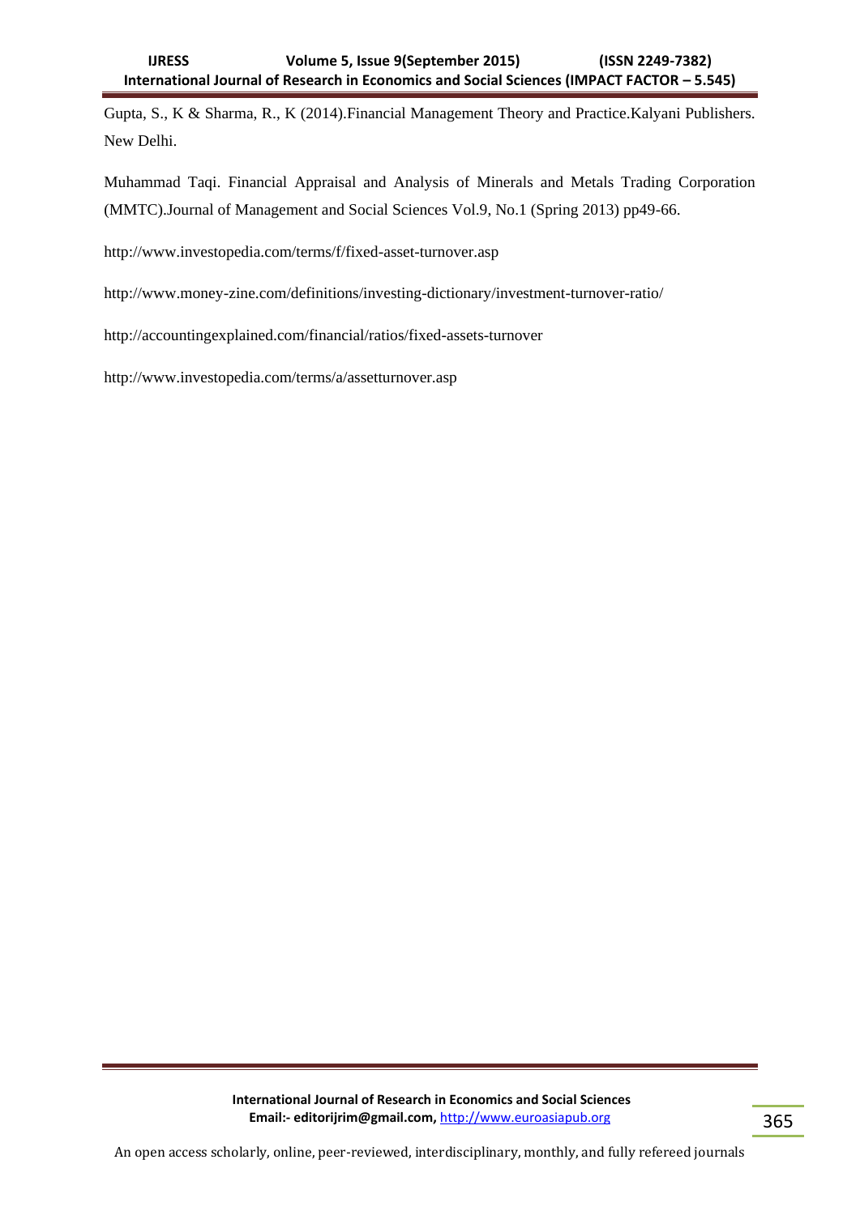Gupta, S., K & Sharma, R., K (2014).Financial Management Theory and Practice.Kalyani Publishers. New Delhi.

Muhammad Taqi. Financial Appraisal and Analysis of Minerals and Metals Trading Corporation (MMTC).Journal of Management and Social Sciences Vol.9, No.1 (Spring 2013) pp49-66.

http://www.investopedia.com/terms/f/fixed-asset-turnover.asp

http://www.money-zine.com/definitions/investing-dictionary/investment-turnover-ratio/

http://accountingexplained.com/financial/ratios/fixed-assets-turnover

http://www.investopedia.com/terms/a/assetturnover.asp